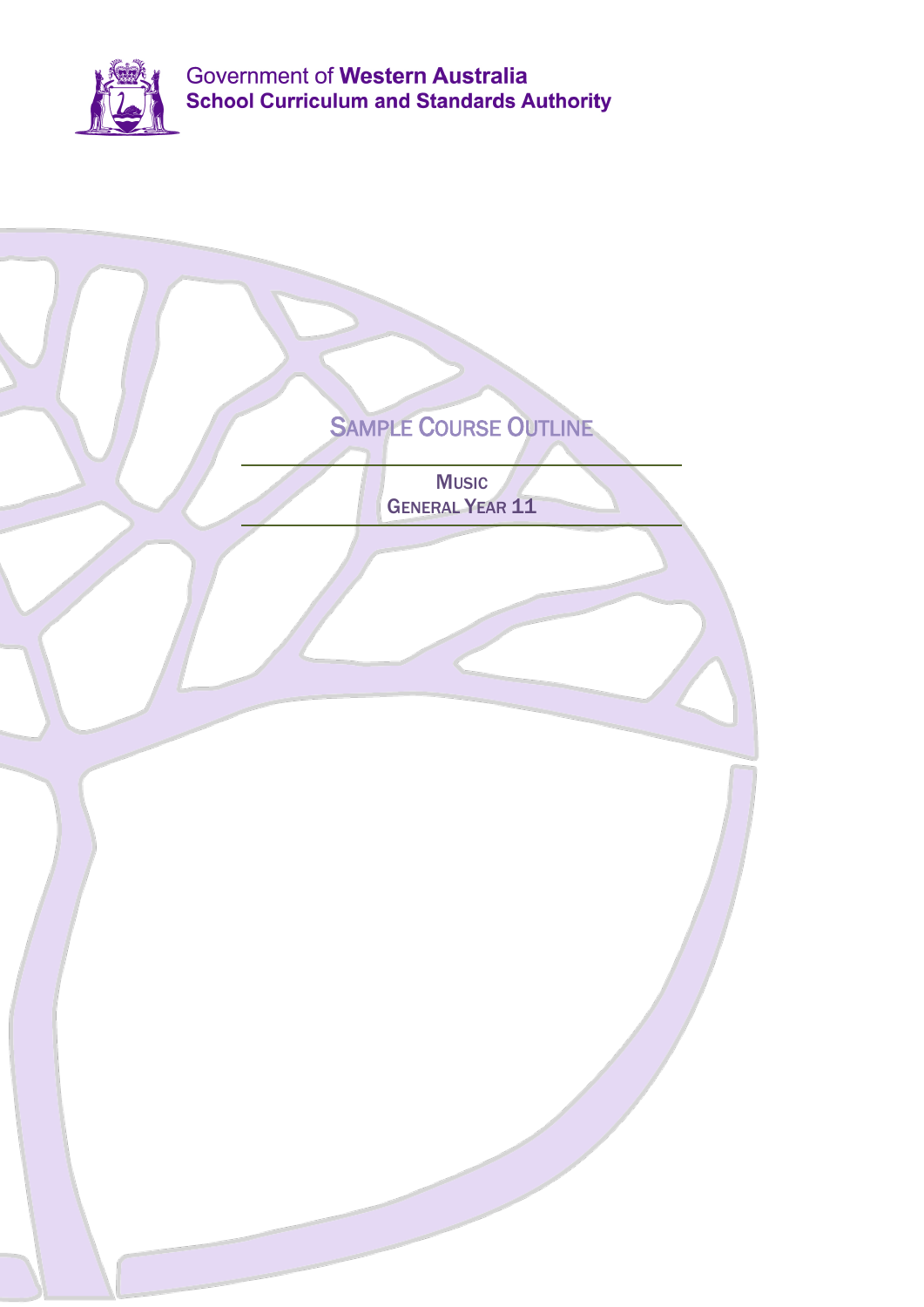Government of **Western Australia**
**School Curriculum and Standards Authority**

# Sample Course Outline

## Music
## General Year 11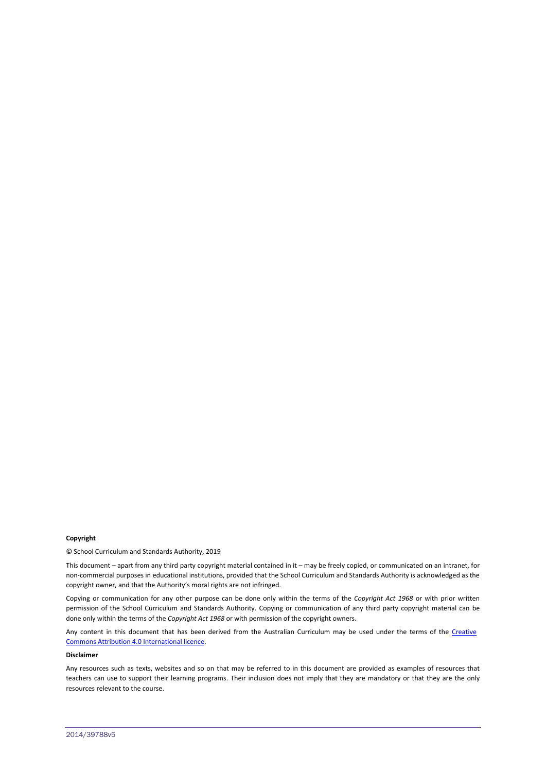**Copyright**

© School Curriculum and Standards Authority, 2019

This document – apart from any third party copyright material contained in it – may be freely copied, or communicated on an intranet, for non-commercial purposes in educational institutions, provided that the School Curriculum and Standards Authority is acknowledged as the copyright owner, and that the Authority's moral rights are not infringed.

Copying or communication for any other purpose can be done only within the terms of the *Copyright Act 1968* or with prior written permission of the School Curriculum and Standards Authority. Copying or communication of any third party copyright material can be done only within the terms of the *Copyright Act 1968* or with permission of the copyright owners.

Any content in this document that has been derived from the Australian Curriculum may be used under the terms of the Creative Commons Attribution 4.0 International licence.

**Disclaimer**

Any resources such as texts, websites and so on that may be referred to in this document are provided as examples of resources that teachers can use to support their learning programs. Their inclusion does not imply that they are mandatory or that they are the only resources relevant to the course.

2014/39788v5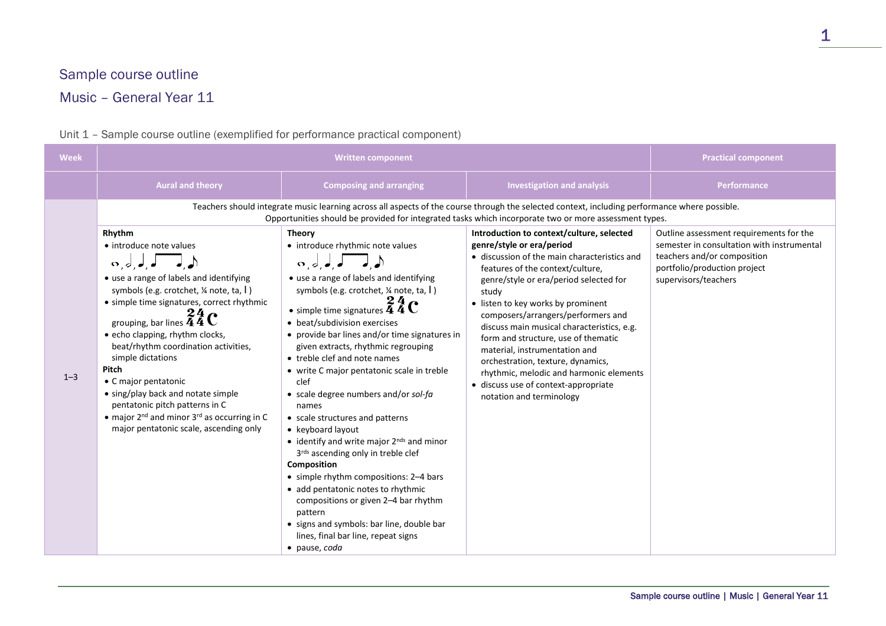# Sample course outline

## Music – General Year 11

### Unit 1 – Sample course outline (exemplified for performance practical component)

| Week | Written component | | | Practical component |
|---|---|---|---|---|
| | **Aural and theory** | **Composing and arranging** | **Investigation and analysis** | **Performance** |
| | Teachers should integrate music learning across all aspects of the course through the selected context, including performance where possible. Opportunities should be provided for integrated tasks which incorporate two or more assessment types. | | | |
| 1–3 | **Rhythm**<br>• introduce note values<br>𝅝, 𝅗𝅥, 𝅘𝅥, 𝅘𝅥𝅘𝅥, 𝅘𝅥., 𝅘𝅥𝅮<br>• use a range of labels and identifying symbols (e.g. crotchet, ¼ note, ta, l )<br>• simple time signatures, correct rhythmic grouping, bar lines $\frac{2}{4}$ $\frac{4}{4}$ **C**<br>• echo clapping, rhythm clocks, beat/rhythm coordination activities, simple dictations<br>**Pitch**<br>• C major pentatonic<br>• sing/play back and notate simple pentatonic pitch patterns in C<br>• major 2nd and minor 3rd as occurring in C major pentatonic scale, ascending only | **Theory**<br>• introduce rhythmic note values<br>𝅝, 𝅗𝅥, 𝅘𝅥, 𝅘𝅥𝅘𝅥, 𝅘𝅥., 𝅘𝅥𝅮<br>• use a range of labels and identifying symbols (e.g. crotchet, ¼ note, ta, l )<br>• simple time signatures $\frac{2}{4}$ $\frac{4}{4}$ **C**<br>• beat/subdivision exercises<br>• provide bar lines and/or time signatures in given extracts, rhythmic regrouping<br>• treble clef and note names<br>• write C major pentatonic scale in treble clef<br>• scale degree numbers and/or *sol-fa* names<br>• scale structures and patterns<br>• keyboard layout<br>• identify and write major 2nds and minor 3rds ascending only in treble clef<br>**Composition**<br>• simple rhythm compositions: 2–4 bars<br>• add pentatonic notes to rhythmic compositions or given 2–4 bar rhythm pattern<br>• signs and symbols: bar line, double bar lines, final bar line, repeat signs<br>• pause, *coda* | **Introduction to context/culture, selected genre/style or era/period**<br>• discussion of the main characteristics and features of the context/culture, genre/style or era/period selected for study<br>• listen to key works by prominent composers/arrangers/performers and discuss main musical characteristics, e.g. form and structure, use of thematic material, instrumentation and orchestration, texture, dynamics, rhythmic, melodic and harmonic elements<br>• discuss use of context-appropriate notation and terminology | Outline assessment requirements for the semester in consultation with instrumental teachers and/or composition portfolio/production project supervisors/teachers |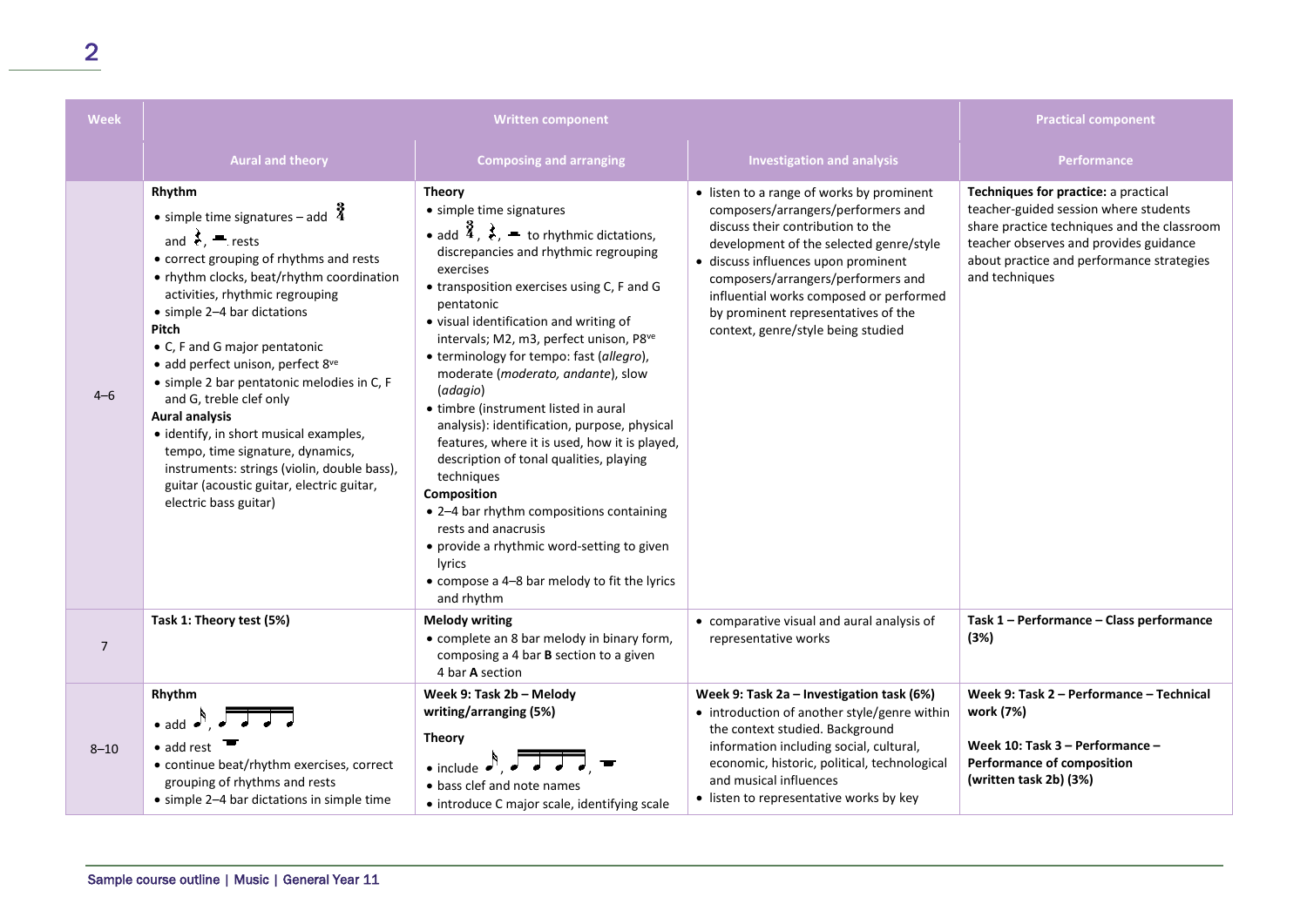| Week | Written component | | | Practical component |
|---|---|---|---|---|
| | **Aural and theory** | **Composing and arranging** | **Investigation and analysis** | **Performance** |
| 4–6 | **Rhythm**<br>• simple time signatures – add 3/4 and 𝄽, 𝄼 rests<br>• correct grouping of rhythms and rests<br>• rhythm clocks, beat/rhythm coordination activities, rhythmic regrouping<br>• simple 2–4 bar dictations<br>**Pitch**<br>• C, F and G major pentatonic<br>• add perfect unison, perfect 8ve<br>• simple 2 bar pentatonic melodies in C, F and G, treble clef only<br>**Aural analysis**<br>• identify, in short musical examples, tempo, time signature, dynamics, instruments: strings (violin, double bass), guitar (acoustic guitar, electric guitar, electric bass guitar) | **Theory**<br>• simple time signatures<br>• add 3/4, 𝄽, 𝄼 to rhythmic dictations, discrepancies and rhythmic regrouping exercises<br>• transposition exercises using C, F and G pentatonic<br>• visual identification and writing of intervals; M2, m3, perfect unison, P8ve<br>• terminology for tempo: fast (*allegro*), moderate (*moderato, andante*), slow (*adagio*)<br>• timbre (instrument listed in aural analysis): identification, purpose, physical features, where it is used, how it is played, description of tonal qualities, playing techniques<br>**Composition**<br>• 2–4 bar rhythm compositions containing rests and anacrusis<br>• provide a rhythmic word-setting to given lyrics<br>• compose a 4–8 bar melody to fit the lyrics and rhythm | • listen to a range of works by prominent composers/arrangers/performers and discuss their contribution to the development of the selected genre/style<br>• discuss influences upon prominent composers/arrangers/performers and influential works composed or performed by prominent representatives of the context, genre/style being studied | **Techniques for practice:** a practical teacher-guided session where students share practice techniques and the classroom teacher observes and provides guidance about practice and performance strategies and techniques |
| 7 | **Task 1: Theory test (5%)** | **Melody writing**<br>• complete an 8 bar melody in binary form, composing a 4 bar **B** section to a given 4 bar **A** section | • comparative visual and aural analysis of representative works | **Task 1 – Performance – Class performance (3%)** |
| 8–10 | **Rhythm**<br>• add 𝅘𝅥𝅯, 𝅘𝅥𝅯𝅘𝅥𝅯𝅘𝅥𝅯𝅘𝅥𝅯<br>• add rest 𝄻<br>• continue beat/rhythm exercises, correct grouping of rhythms and rests<br>• simple 2–4 bar dictations in simple time | **Week 9: Task 2b – Melody writing/arranging (5%)**<br>**Theory**<br>• include 𝅘𝅥𝅯, 𝅘𝅥𝅯𝅘𝅥𝅯𝅘𝅥𝅯𝅘𝅥𝅯, 𝄻<br>• bass clef and note names<br>• introduce C major scale, identifying scale | **Week 9: Task 2a – Investigation task (6%)**<br>• introduction of another style/genre within the context studied. Background information including social, cultural, economic, historic, political, technological and musical influences<br>• listen to representative works by key | **Week 9: Task 2 – Performance – Technical work (7%)**<br>**Week 10: Task 3 – Performance – Performance of composition (written task 2b) (3%)** |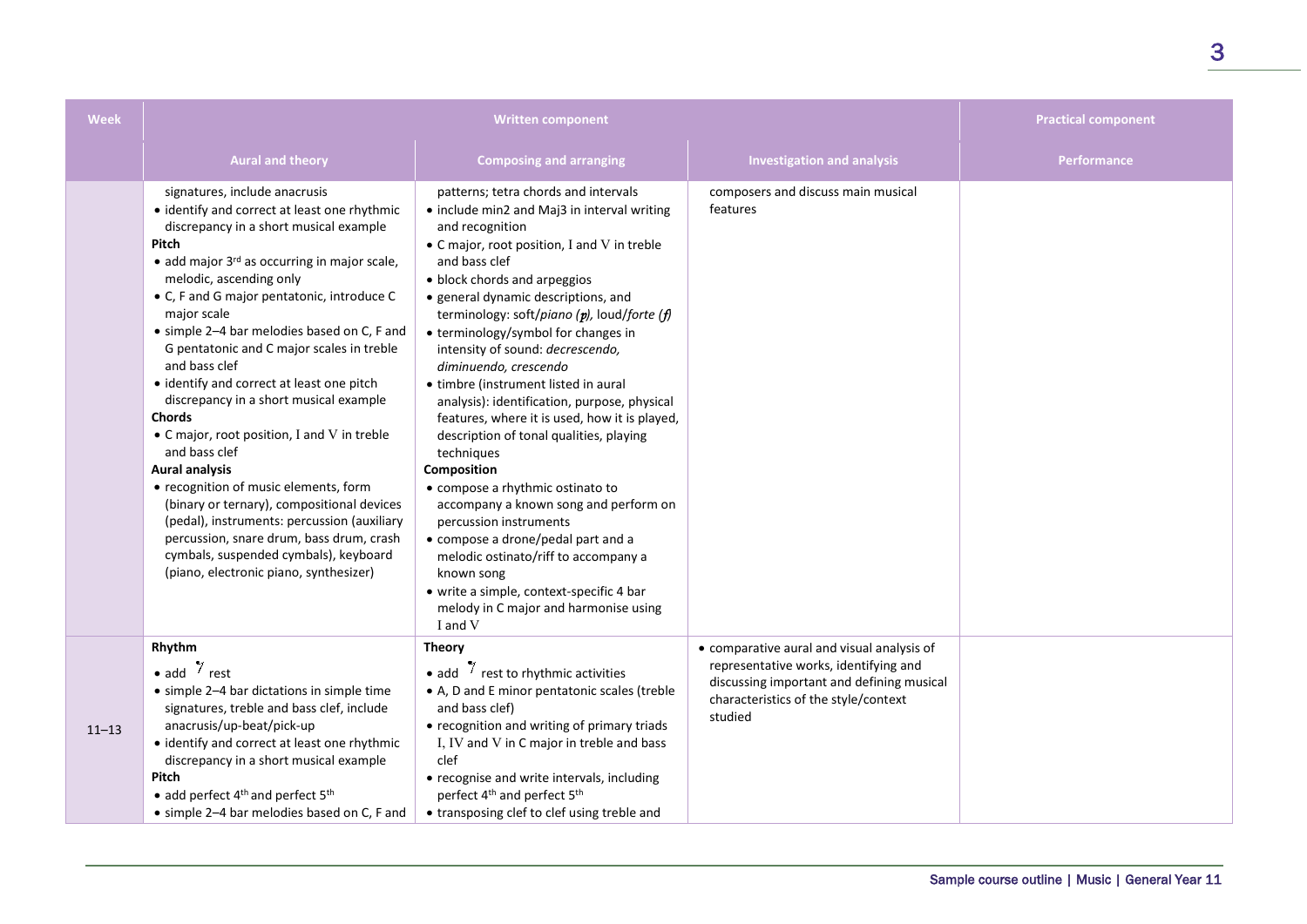| Week | Written component | | | Practical component |
|---|---|---|---|---|
| | Aural and theory | Composing and arranging | Investigation and analysis | Performance |
| | signatures, include anacrusis<br>• identify and correct at least one rhythmic discrepancy in a short musical example<br>**Pitch**<br>• add major 3rd as occurring in major scale, melodic, ascending only<br>• C, F and G major pentatonic, introduce C major scale<br>• simple 2–4 bar melodies based on C, F and G pentatonic and C major scales in treble and bass clef<br>• identify and correct at least one pitch discrepancy in a short musical example<br>**Chords**<br>• C major, root position, I and V in treble and bass clef<br>**Aural analysis**<br>• recognition of music elements, form (binary or ternary), compositional devices (pedal), instruments: percussion (auxiliary percussion, snare drum, bass drum, crash cymbals, suspended cymbals), keyboard (piano, electronic piano, synthesizer) | patterns; tetra chords and intervals<br>• include min2 and Maj3 in interval writing and recognition<br>• C major, root position, I and V in treble and bass clef<br>• block chords and arpeggios<br>• general dynamic descriptions, and terminology: soft/*piano* (*p*), loud/*forte* (*f*)<br>• terminology/symbol for changes in intensity of sound: *decrescendo, diminuendo, crescendo*<br>• timbre (instrument listed in aural analysis): identification, purpose, physical features, where it is used, how it is played, description of tonal qualities, playing techniques<br>**Composition**<br>• compose a rhythmic ostinato to accompany a known song and perform on percussion instruments<br>• compose a drone/pedal part and a melodic ostinato/riff to accompany a known song<br>• write a simple, context-specific 4 bar melody in C major and harmonise using I and V | composers and discuss main musical features | |
| 11–13 | **Rhythm**<br>• add 𝄾 rest<br>• simple 2–4 bar dictations in simple time signatures, treble and bass clef, include anacrusis/up-beat/pick-up<br>• identify and correct at least one rhythmic discrepancy in a short musical example<br>**Pitch**<br>• add perfect 4th and perfect 5th<br>• simple 2–4 bar melodies based on C, F and | **Theory**<br>• add 𝄾 rest to rhythmic activities<br>• A, D and E minor pentatonic scales (treble and bass clef)<br>• recognition and writing of primary triads I, IV and V in C major in treble and bass clef<br>• recognise and write intervals, including perfect 4th and perfect 5th<br>• transposing clef to clef using treble and | • comparative aural and visual analysis of representative works, identifying and discussing important and defining musical characteristics of the style/context studied | |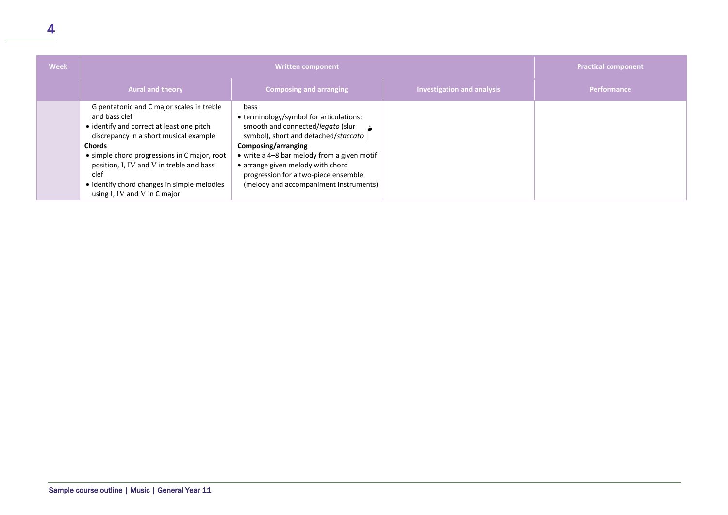| Week | Written component | | | Practical component |
| --- | --- | --- | --- | --- |
| | **Aural and theory** | **Composing and arranging** | **Investigation and analysis** | **Performance** |
| | G pentatonic and C major scales in treble and bass clef<br>• identify and correct at least one pitch discrepancy in a short musical example<br>**Chords**<br>• simple chord progressions in C major, root position, I, IV and V in treble and bass clef<br>• identify chord changes in simple melodies using I, IV and V in C major | bass<br>• terminology/symbol for articulations: smooth and connected/*legato* (slur symbol), short and detached/*staccato*<br>**Composing/arranging**<br>• write a 4–8 bar melody from a given motif<br>• arrange given melody with chord progression for a two-piece ensemble (melody and accompaniment instruments) | | |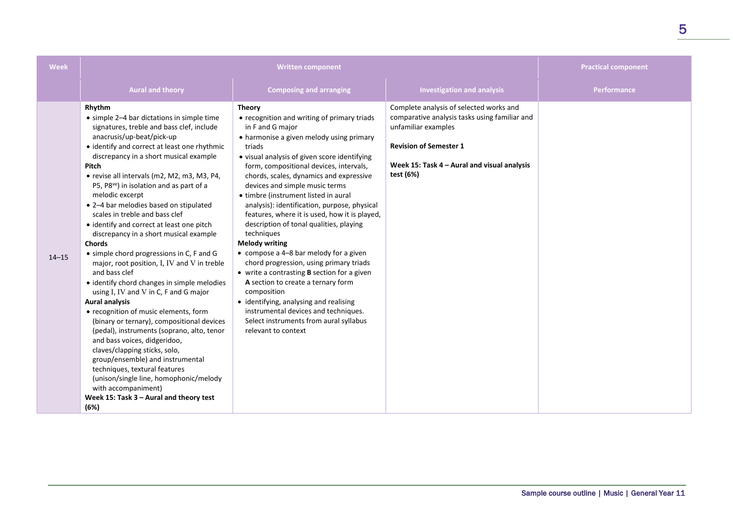| Week | Written component | | | Practical component |
|---|---|---|---|---|
| | Aural and theory | Composing and arranging | Investigation and analysis | Performance |
| 14–15 | **Rhythm**<br>• simple 2–4 bar dictations in simple time signatures, treble and bass clef, include anacrusis/up-beat/pick-up<br>• identify and correct at least one rhythmic discrepancy in a short musical example<br>**Pitch**<br>• revise all intervals (m2, M2, m3, M3, P4, P5, P8ve) in isolation and as part of a melodic excerpt<br>• 2–4 bar melodies based on stipulated scales in treble and bass clef<br>• identify and correct at least one pitch discrepancy in a short musical example<br>**Chords**<br>• simple chord progressions in C, F and G major, root position, I, IV and V in treble and bass clef<br>• identify chord changes in simple melodies using I, IV and V in C, F and G major<br>**Aural analysis**<br>• recognition of music elements, form (binary or ternary), compositional devices (pedal), instruments (soprano, alto, tenor and bass voices, didgeridoo, claves/clapping sticks, solo, group/ensemble) and instrumental techniques, textural features (unison/single line, homophonic/melody with accompaniment)<br>**Week 15: Task 3 – Aural and theory test (6%)** | **Theory**<br>• recognition and writing of primary triads in F and G major<br>• harmonise a given melody using primary triads<br>• visual analysis of given score identifying form, compositional devices, intervals, chords, scales, dynamics and expressive devices and simple music terms<br>• timbre (instrument listed in aural analysis): identification, purpose, physical features, where it is used, how it is played, description of tonal qualities, playing techniques<br>**Melody writing**<br>• compose a 4–8 bar melody for a given chord progression, using primary triads<br>• write a contrasting **B** section for a given **A** section to create a ternary form composition<br>• identifying, analysing and realising instrumental devices and techniques. Select instruments from aural syllabus relevant to context | Complete analysis of selected works and comparative analysis tasks using familiar and unfamiliar examples<br><br>**Revision of Semester 1**<br><br>**Week 15: Task 4 – Aural and visual analysis test (6%)** | |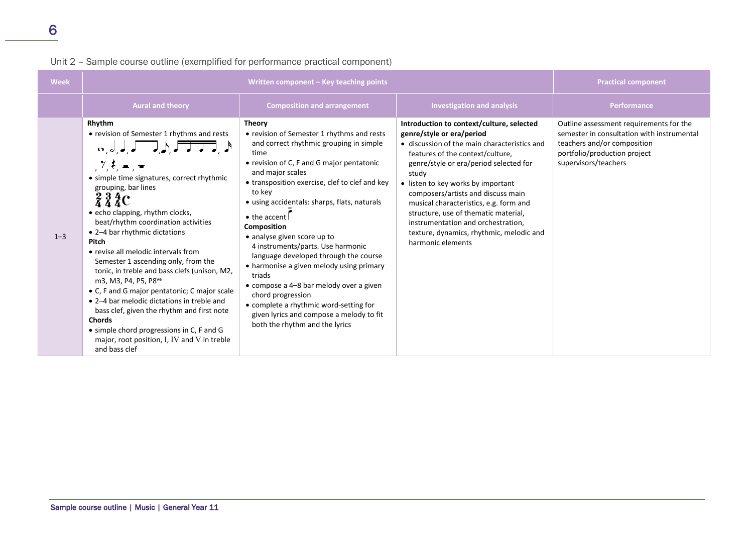Unit 2 – Sample course outline (exemplified for performance practical component)

| Week | Written component – Key teaching points | | | Practical component |
|---|---|---|---|---|
| | Aural and theory | Composition and arrangement | Investigation and analysis | Performance |
| 1–3 | **Rhythm**<br>• revision of Semester 1 rhythms and rests<br>𝅝, 𝅗𝅥, 𝅘𝅥., 𝅘𝅥 𝅘𝅥, 𝅘𝅥. 𝅘𝅥𝅮, 𝅘𝅥𝅯 𝅘𝅥𝅯 𝅘𝅥𝅯 𝅘𝅥𝅯, 𝅘𝅥𝅮<br>, 𝄾, 𝄽, 𝄼, 𝄻<br>• simple time signatures, correct rhythmic grouping, bar lines<br>2/4 3/4 4/4 C<br>• echo clapping, rhythm clocks, beat/rhythm coordination activities<br>• 2–4 bar rhythmic dictations<br>**Pitch**<br>• revise all melodic intervals from Semester 1 ascending only, from the tonic, in treble and bass clefs (unison, M2, m3, M3, P4, P5, P8ve)<br>• C, F and G major pentatonic; C major scale<br>• 2–4 bar melodic dictations in treble and bass clef, given the rhythm and first note<br>**Chords**<br>• simple chord progressions in C, F and G major, root position, I, IV and V in treble and bass clef | **Theory**<br>• revision of Semester 1 rhythms and rests and correct rhythmic grouping in simple time<br>• revision of C, F and G major pentatonic and major scales<br>• transposition exercise, clef to clef and key to key<br>• using accidentals: sharps, flats, naturals<br>• the accent<br>**Composition**<br>• analyse given score up to 4 instruments/parts. Use harmonic language developed through the course<br>• harmonise a given melody using primary triads<br>• compose a 4–8 bar melody over a given chord progression<br>• complete a rhythmic word-setting for given lyrics and compose a melody to fit both the rhythm and the lyrics | **Introduction to context/culture, selected genre/style or era/period**<br>• discussion of the main characteristics and features of the context/culture, genre/style or era/period selected for study<br>• listen to key works by important composers/artists and discuss main musical characteristics, e.g. form and structure, use of thematic material, instrumentation and orchestration, texture, dynamics, rhythmic, melodic and harmonic elements | Outline assessment requirements for the semester in consultation with instrumental teachers and/or composition portfolio/production project supervisors/teachers |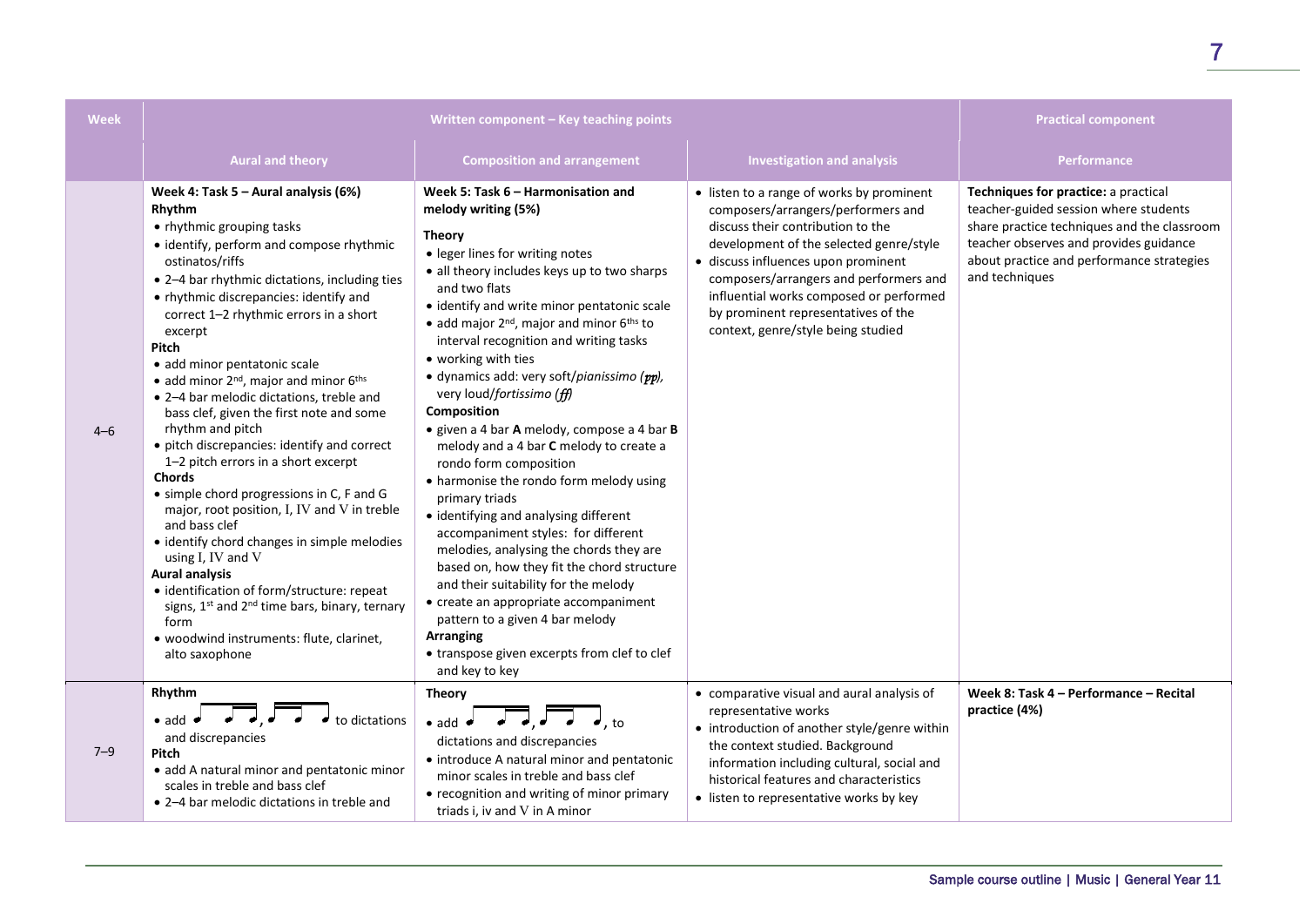| Week | Written component – Key teaching points | | | Practical component |
|---|---|---|---|---|
| | Aural and theory | Composition and arrangement | Investigation and analysis | Performance |
| 4–6 | **Week 4: Task 5 – Aural analysis (6%)**<br>**Rhythm**<br>• rhythmic grouping tasks<br>• identify, perform and compose rhythmic ostinatos/riffs<br>• 2–4 bar rhythmic dictations, including ties<br>• rhythmic discrepancies: identify and correct 1–2 rhythmic errors in a short excerpt<br>**Pitch**<br>• add minor pentatonic scale<br>• add minor 2nd, major and minor 6ths<br>• 2–4 bar melodic dictations, treble and bass clef, given the first note and some rhythm and pitch<br>• pitch discrepancies: identify and correct 1–2 pitch errors in a short excerpt<br>**Chords**<br>• simple chord progressions in C, F and G major, root position, I, IV and V in treble and bass clef<br>• identify chord changes in simple melodies using I, IV and V<br>**Aural analysis**<br>• identification of form/structure: repeat signs, 1st and 2nd time bars, binary, ternary form<br>• woodwind instruments: flute, clarinet, alto saxophone | **Week 5: Task 6 – Harmonisation and melody writing (5%)**<br>**Theory**<br>• leger lines for writing notes<br>• all theory includes keys up to two sharps and two flats<br>• identify and write minor pentatonic scale<br>• add major 2nd, major and minor 6ths to interval recognition and writing tasks<br>• working with ties<br>• dynamics add: very soft/*pianissimo* (*pp*), very loud/*fortissimo* (*ff*)<br>**Composition**<br>• given a 4 bar **A** melody, compose a 4 bar **B** melody and a 4 bar **C** melody to create a rondo form composition<br>• harmonise the rondo form melody using primary triads<br>• identifying and analysing different accompaniment styles: for different melodies, analysing the chords they are based on, how they fit the chord structure and their suitability for the melody<br>• create an appropriate accompaniment pattern to a given 4 bar melody<br>**Arranging**<br>• transpose given excerpts from clef to clef and key to key | • listen to a range of works by prominent composers/arrangers/performers and discuss their contribution to the development of the selected genre/style<br>• discuss influences upon prominent composers/arrangers and performers and influential works composed or performed by prominent representatives of the context, genre/style being studied | **Techniques for practice:** a practical teacher-guided session where students share practice techniques and the classroom teacher observes and provides guidance about practice and performance strategies and techniques |
| 7–9 | **Rhythm**<br>• add ♩ ♪♪♩, ♪♪♩ to dictations and discrepancies<br>**Pitch**<br>• add A natural minor and pentatonic minor scales in treble and bass clef<br>• 2–4 bar melodic dictations in treble and | **Theory**<br>• add ♩ ♪♪♩, ♪♪♩, to dictations and discrepancies<br>• introduce A natural minor and pentatonic minor scales in treble and bass clef<br>• recognition and writing of minor primary triads i, iv and V in A minor | • comparative visual and aural analysis of representative works<br>• introduction of another style/genre within the context studied. Background information including cultural, social and historical features and characteristics<br>• listen to representative works by key | **Week 8: Task 4 – Performance – Recital practice (4%)** |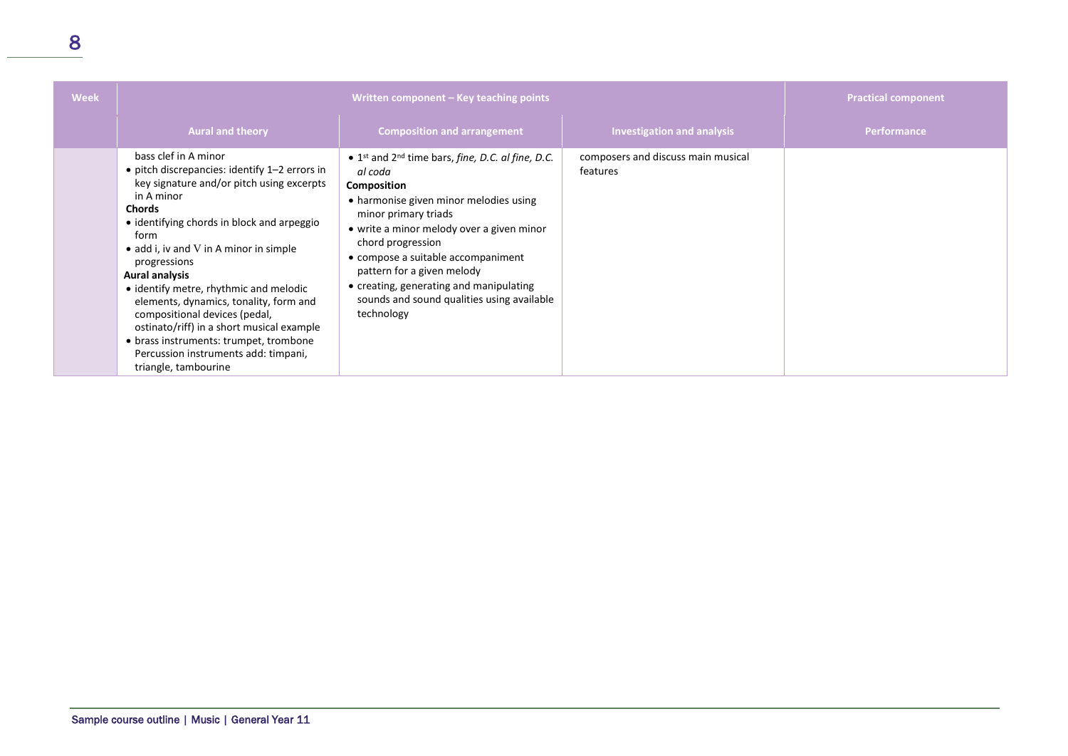| Week | Written component – Key teaching points | | | Practical component |
|---|---|---|---|---|
| | Aural and theory | Composition and arrangement | Investigation and analysis | Performance |
| | bass clef in A minor<br>• pitch discrepancies: identify 1–2 errors in key signature and/or pitch using excerpts in A minor<br>**Chords**<br>• identifying chords in block and arpeggio form<br>• add i, iv and V in A minor in simple progressions<br>**Aural analysis**<br>• identify metre, rhythmic and melodic elements, dynamics, tonality, form and compositional devices (pedal, ostinato/riff) in a short musical example<br>• brass instruments: trumpet, trombone Percussion instruments add: timpani, triangle, tambourine | • 1st and 2nd time bars, *fine, D.C. al fine, D.C. al coda*<br>**Composition**<br>• harmonise given minor melodies using minor primary triads<br>• write a minor melody over a given minor chord progression<br>• compose a suitable accompaniment pattern for a given melody<br>• creating, generating and manipulating sounds and sound qualities using available technology | composers and discuss main musical features | |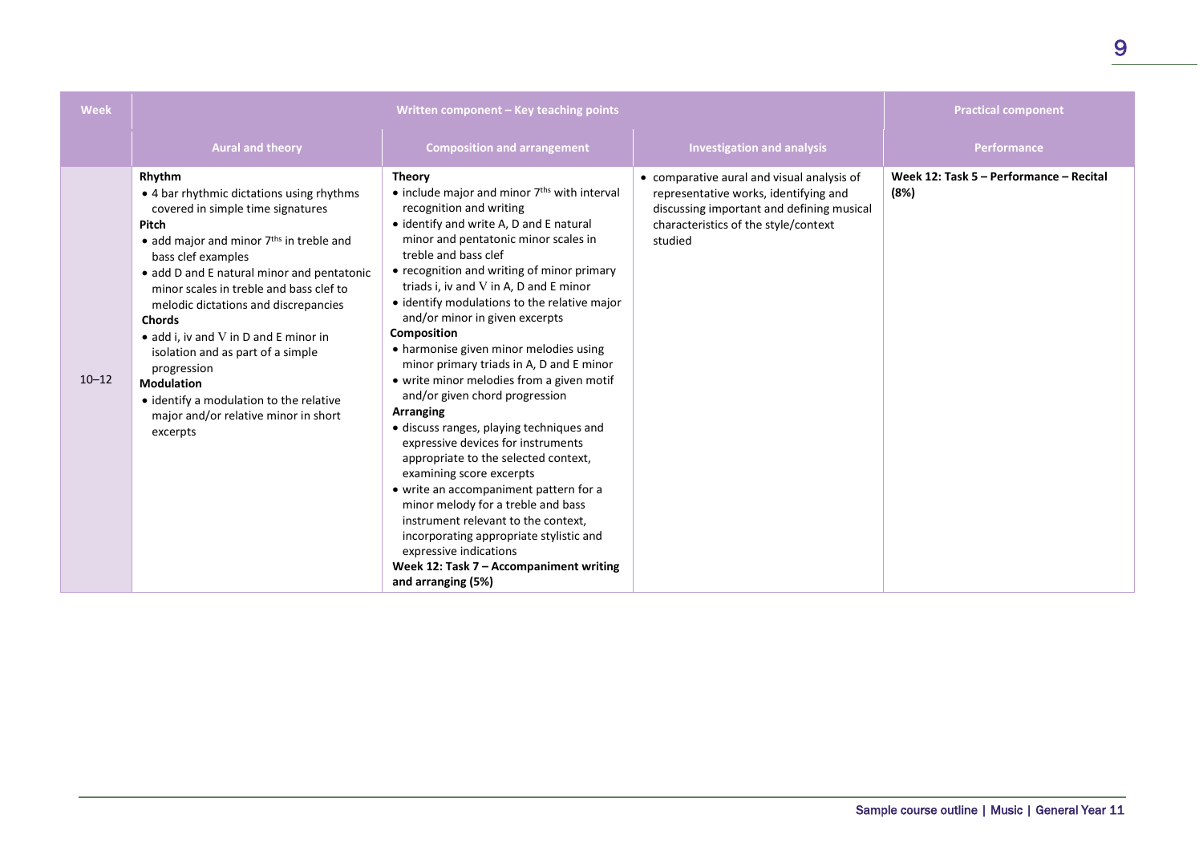| Week | Written component – Key teaching points | | | Practical component |
|---|---|---|---|---|
| | Aural and theory | Composition and arrangement | Investigation and analysis | Performance |
| 10–12 | **Rhythm**<br>• 4 bar rhythmic dictations using rhythms covered in simple time signatures<br>**Pitch**<br>• add major and minor 7ths in treble and bass clef examples<br>• add D and E natural minor and pentatonic minor scales in treble and bass clef to melodic dictations and discrepancies<br>**Chords**<br>• add i, iv and V in D and E minor in isolation and as part of a simple progression<br>**Modulation**<br>• identify a modulation to the relative major and/or relative minor in short excerpts | **Theory**<br>• include major and minor 7ths with interval recognition and writing<br>• identify and write A, D and E natural minor and pentatonic minor scales in treble and bass clef<br>• recognition and writing of minor primary triads i, iv and V in A, D and E minor<br>• identify modulations to the relative major and/or minor in given excerpts<br>**Composition**<br>• harmonise given minor melodies using minor primary triads in A, D and E minor<br>• write minor melodies from a given motif and/or given chord progression<br>**Arranging**<br>• discuss ranges, playing techniques and expressive devices for instruments appropriate to the selected context, examining score excerpts<br>• write an accompaniment pattern for a minor melody for a treble and bass instrument relevant to the context, incorporating appropriate stylistic and expressive indications<br>**Week 12: Task 7 – Accompaniment writing and arranging (5%)** | • comparative aural and visual analysis of representative works, identifying and discussing important and defining musical characteristics of the style/context studied | **Week 12: Task 5 – Performance – Recital (8%)** |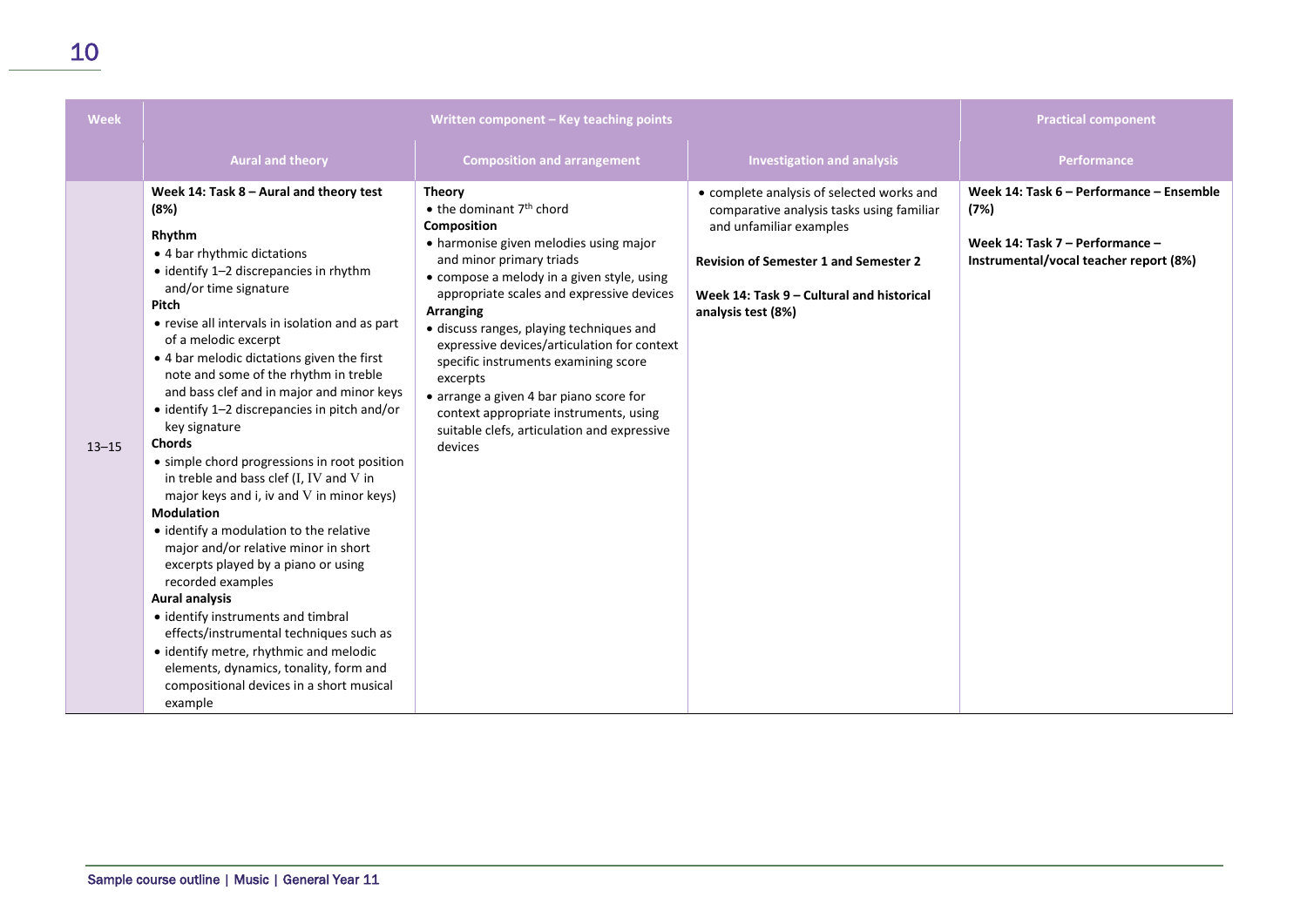| Week | Written component – Key teaching points | | | Practical component |
|---|---|---|---|---|
| | Aural and theory | Composition and arrangement | Investigation and analysis | Performance |
| 13–15 | **Week 14: Task 8 – Aural and theory test (8%)**<br>**Rhythm**<br>• 4 bar rhythmic dictations<br>• identify 1–2 discrepancies in rhythm and/or time signature<br>**Pitch**<br>• revise all intervals in isolation and as part of a melodic excerpt<br>• 4 bar melodic dictations given the first note and some of the rhythm in treble and bass clef and in major and minor keys<br>• identify 1–2 discrepancies in pitch and/or key signature<br>**Chords**<br>• simple chord progressions in root position in treble and bass clef (I, IV and V in major keys and i, iv and V in minor keys)<br>**Modulation**<br>• identify a modulation to the relative major and/or relative minor in short excerpts played by a piano or using recorded examples<br>**Aural analysis**<br>• identify instruments and timbral effects/instrumental techniques such as<br>• identify metre, rhythmic and melodic elements, dynamics, tonality, form and compositional devices in a short musical example | **Theory**<br>• the dominant 7th chord<br>**Composition**<br>• harmonise given melodies using major and minor primary triads<br>• compose a melody in a given style, using appropriate scales and expressive devices<br>**Arranging**<br>• discuss ranges, playing techniques and expressive devices/articulation for context specific instruments examining score excerpts<br>• arrange a given 4 bar piano score for context appropriate instruments, using suitable clefs, articulation and expressive devices | • complete analysis of selected works and comparative analysis tasks using familiar and unfamiliar examples<br><br>**Revision of Semester 1 and Semester 2**<br><br>**Week 14: Task 9 – Cultural and historical analysis test (8%)** | **Week 14: Task 6 – Performance – Ensemble (7%)**<br><br>**Week 14: Task 7 – Performance – Instrumental/vocal teacher report (8%)** |